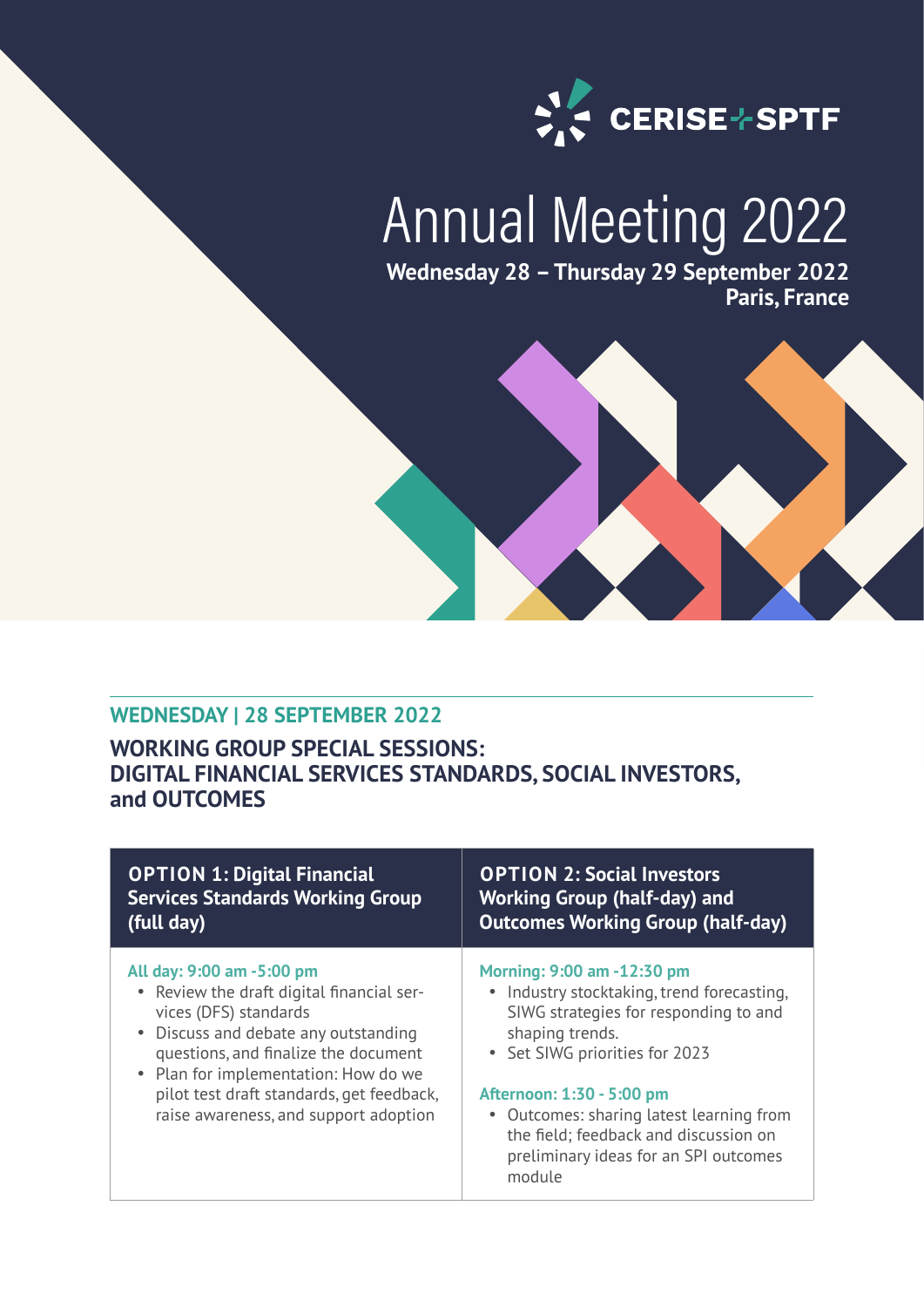CERISE+SPTF

# Annual Meeting 2022

**Wednesday 28 – Thursday 29 September 2022**
**Paris, France**

## WEDNESDAY | 28 SEPTEMBER 2022

### WORKING GROUP SPECIAL SESSIONS: DIGITAL FINANCIAL SERVICES STANDARDS, SOCIAL INVESTORS, and OUTCOMES

| OPTION 1: Digital Financial Services Standards Working Group (full day) | OPTION 2: Social Investors Working Group (half-day) and Outcomes Working Group (half-day) |
|---|---|
| **All day: 9:00 am -5:00 pm**<br>• Review the draft digital financial services (DFS) standards<br>• Discuss and debate any outstanding questions, and finalize the document<br>• Plan for implementation: How do we pilot test draft standards, get feedback, raise awareness, and support adoption | **Morning: 9:00 am -12:30 pm**<br>• Industry stocktaking, trend forecasting, SIWG strategies for responding to and shaping trends.<br>• Set SIWG priorities for 2023<br><br>**Afternoon: 1:30 - 5:00 pm**<br>• Outcomes: sharing latest learning from the field; feedback and discussion on preliminary ideas for an SPI outcomes module |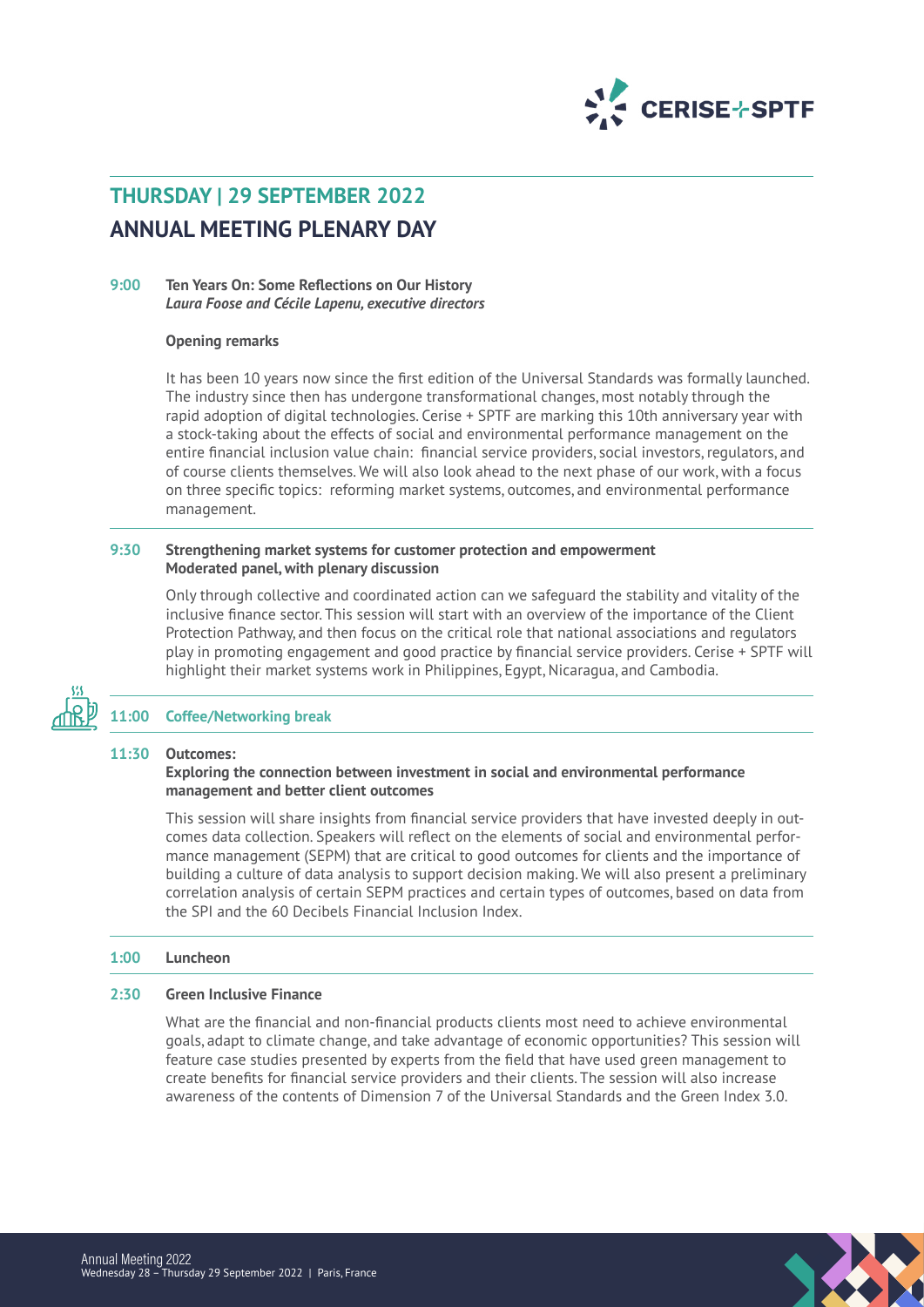## THURSDAY | 29 SEPTEMBER 2022

## ANNUAL MEETING PLENARY DAY

**9:00** **Ten Years On: Some Reflections on Our History**
***Laura Foose and Cécile Lapenu, executive directors***

**Opening remarks**

It has been 10 years now since the first edition of the Universal Standards was formally launched. The industry since then has undergone transformational changes, most notably through the rapid adoption of digital technologies. Cerise + SPTF are marking this 10th anniversary year with a stock-taking about the effects of social and environmental performance management on the entire financial inclusion value chain: financial service providers, social investors, regulators, and of course clients themselves. We will also look ahead to the next phase of our work, with a focus on three specific topics: reforming market systems, outcomes, and environmental performance management.

**9:30** **Strengthening market systems for customer protection and empowerment**
**Moderated panel, with plenary discussion**

Only through collective and coordinated action can we safeguard the stability and vitality of the inclusive finance sector. This session will start with an overview of the importance of the Client Protection Pathway, and then focus on the critical role that national associations and regulators play in promoting engagement and good practice by financial service providers. Cerise + SPTF will highlight their market systems work in Philippines, Egypt, Nicaragua, and Cambodia.

**11:00** **Coffee/Networking break**

**11:30** **Outcomes:**
**Exploring the connection between investment in social and environmental performance management and better client outcomes**

This session will share insights from financial service providers that have invested deeply in outcomes data collection. Speakers will reflect on the elements of social and environmental performance management (SEPM) that are critical to good outcomes for clients and the importance of building a culture of data analysis to support decision making. We will also present a preliminary correlation analysis of certain SEPM practices and certain types of outcomes, based on data from the SPI and the 60 Decibels Financial Inclusion Index.

**1:00** **Luncheon**

**2:30** **Green Inclusive Finance**

What are the financial and non-financial products clients most need to achieve environmental goals, adapt to climate change, and take advantage of economic opportunities? This session will feature case studies presented by experts from the field that have used green management to create benefits for financial service providers and their clients. The session will also increase awareness of the contents of Dimension 7 of the Universal Standards and the Green Index 3.0.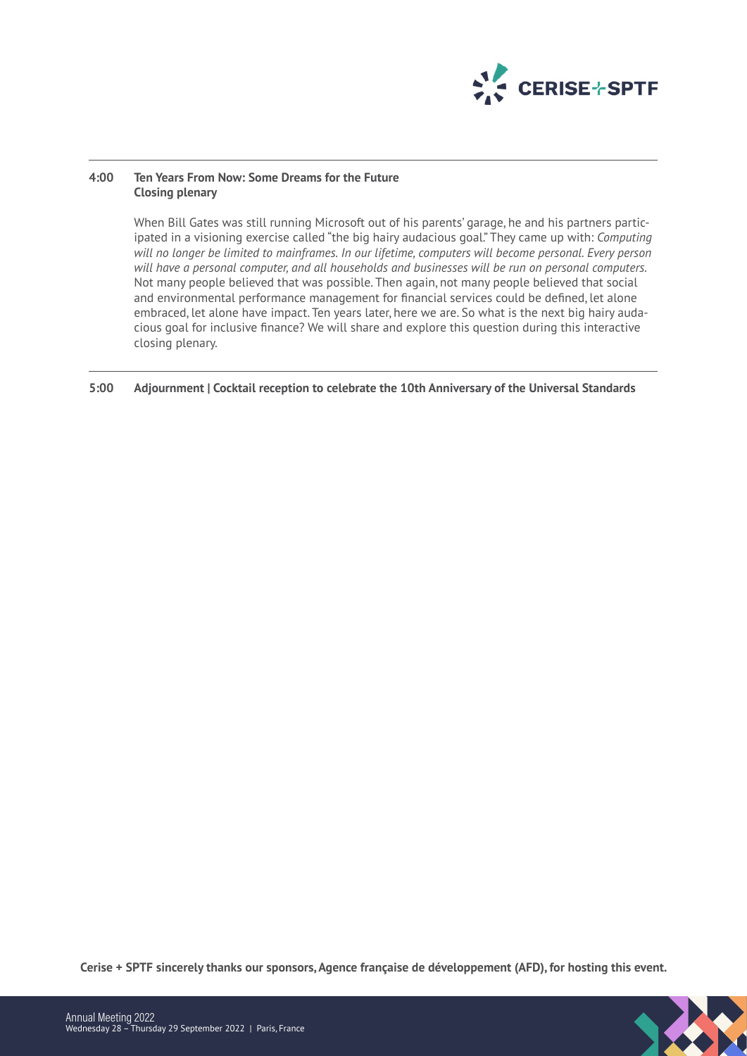**4:00 Ten Years From Now: Some Dreams for the Future**
**Closing plenary**

When Bill Gates was still running Microsoft out of his parents' garage, he and his partners participated in a visioning exercise called "the big hairy audacious goal." They came up with: *Computing will no longer be limited to mainframes. In our lifetime, computers will become personal. Every person will have a personal computer, and all households and businesses will be run on personal computers.* Not many people believed that was possible. Then again, not many people believed that social and environmental performance management for financial services could be defined, let alone embraced, let alone have impact. Ten years later, here we are. So what is the next big hairy audacious goal for inclusive finance? We will share and explore this question during this interactive closing plenary.

---

**5:00 Adjournment | Cocktail reception to celebrate the 10th Anniversary of the Universal Standards**

**Cerise + SPTF sincerely thanks our sponsors, Agence française de développement (AFD), for hosting this event.**